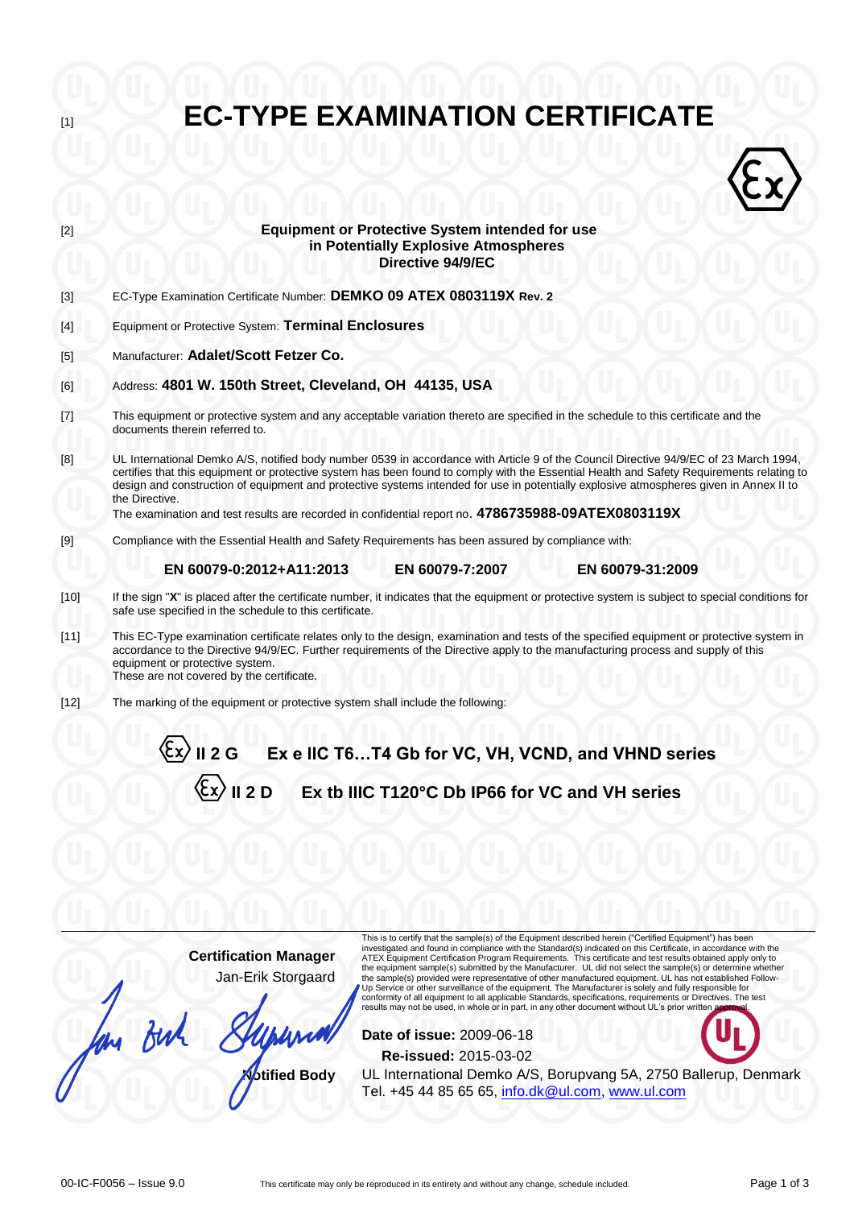[1] # EC-TYPE EXAMINATION CERTIFICATE

[2] **Equipment or Protective System intended for use in Potentially Explosive Atmospheres Directive 94/9/EC**

[3] EC-Type Examination Certificate Number: **DEMKO 09 ATEX 0803119X Rev. 2**

[4] Equipment or Protective System: **Terminal Enclosures**

[5] Manufacturer: **Adalet/Scott Fetzer Co.**

[6] Address: **4801 W. 150th Street, Cleveland, OH 44135, USA**

[7] This equipment or protective system and any acceptable variation thereto are specified in the schedule to this certificate and the documents therein referred to.

[8] UL International Demko A/S, notified body number 0539 in accordance with Article 9 of the Council Directive 94/9/EC of 23 March 1994, certifies that this equipment or protective system has been found to comply with the Essential Health and Safety Requirements relating to design and construction of equipment and protective systems intended for use in potentially explosive atmospheres given in Annex II to the Directive.
The examination and test results are recorded in confidential report no. **4786735988-09ATEX0803119X**

[9] Compliance with the Essential Health and Safety Requirements has been assured by compliance with:

**EN 60079-0:2012+A11:2013** **EN 60079-7:2007** **EN 60079-31:2009**

[10] If the sign "**X**" is placed after the certificate number, it indicates that the equipment or protective system is subject to special conditions for safe use specified in the schedule to this certificate.

[11] This EC-Type examination certificate relates only to the design, examination and tests of the specified equipment or protective system in accordance to the Directive 94/9/EC. Further requirements of the Directive apply to the manufacturing process and supply of this equipment or protective system.
These are not covered by the certificate.

[12] The marking of the equipment or protective system shall include the following:

**Ex II 2 G Ex e IIC T6…T4 Gb for VC, VH, VCND, and VHND series**

**Ex II 2 D Ex tb IIIC T120°C Db IP66 for VC and VH series**

**Certification Manager**
Jan-Erik Storgaard

**Notified Body**

This is to certify that the sample(s) of the Equipment described herein ("Certified Equipment") has been investigated and found in compliance with the Standard(s) indicated on this Certificate, in accordance with the ATEX Equipment Certification Program Requirements. This certificate and test results obtained apply only to the equipment sample(s) submitted by the Manufacturer. UL did not select the sample(s) or determine whether the sample(s) provided were representative of other manufactured equipment. UL has not established Follow-Up Service or other surveillance of the equipment. The Manufacturer is solely and fully responsible for conformity of all equipment to all applicable Standards, specifications, requirements or Directives. The test results may not be used, in whole or in part, in any other document without UL's prior written approval.

**Date of issue:** 2009-06-18
**Re-issued:** 2015-03-02

UL International Demko A/S, Borupvang 5A, 2750 Ballerup, Denmark
Tel. +45 44 85 65 65, info.dk@ul.com, www.ul.com

00-IC-F0056 – Issue 9.0

This certificate may only be reproduced in its entirety and without any change, schedule included.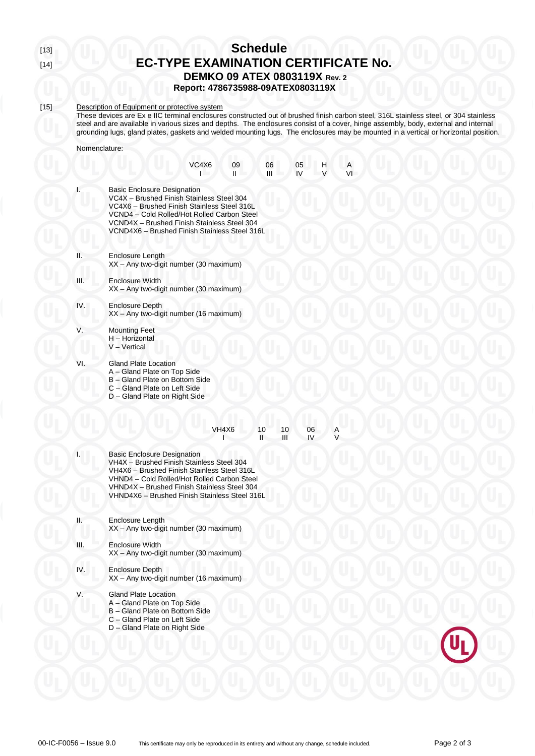[13]

[14]

# Schedule

# EC-TYPE EXAMINATION CERTIFICATE No.

## DEMKO 09 ATEX 0803119X Rev. 2

### Report: 4786735988-09ATEX0803119X

[15] Description of Equipment or protective system

These devices are Ex e IIC terminal enclosures constructed out of brushed finish carbon steel, 316L stainless steel, or 304 stainless steel and are available in various sizes and depths. The enclosures consist of a cover, hinge assembly, body, external and internal grounding lugs, gland plates, gaskets and welded mounting lugs. The enclosures may be mounted in a vertical or horizontal position.

Nomenclature:

| VC4X6 | 09 | 06 | 05 | H | A |
|---|---|---|---|---|---|
| I | II | III | IV | V | VI |

I. Basic Enclosure Designation
- VC4X – Brushed Finish Stainless Steel 304
- VC4X6 – Brushed Finish Stainless Steel 316L
- VCND4 – Cold Rolled/Hot Rolled Carbon Steel
- VCND4X – Brushed Finish Stainless Steel 304
- VCND4X6 – Brushed Finish Stainless Steel 316L

II. Enclosure Length
- XX – Any two-digit number (30 maximum)

III. Enclosure Width
- XX – Any two-digit number (30 maximum)

IV. Enclosure Depth
- XX – Any two-digit number (16 maximum)

V. Mounting Feet
- H – Horizontal
- V – Vertical

VI. Gland Plate Location
- A – Gland Plate on Top Side
- B – Gland Plate on Bottom Side
- C – Gland Plate on Left Side
- D – Gland Plate on Right Side

| VH4X6 | 10 | 10 | 06 | A |
|---|---|---|---|---|
| I | II | III | IV | V |

I. Basic Enclosure Designation
- VH4X – Brushed Finish Stainless Steel 304
- VH4X6 – Brushed Finish Stainless Steel 316L
- VHND4 – Cold Rolled/Hot Rolled Carbon Steel
- VHND4X – Brushed Finish Stainless Steel 304
- VHND4X6 – Brushed Finish Stainless Steel 316L

II. Enclosure Length
- XX – Any two-digit number (30 maximum)

III. Enclosure Width
- XX – Any two-digit number (30 maximum)

IV. Enclosure Depth
- XX – Any two-digit number (16 maximum)

V. Gland Plate Location
- A – Gland Plate on Top Side
- B – Gland Plate on Bottom Side
- C – Gland Plate on Left Side
- D – Gland Plate on Right Side

00-IC-F0056 – Issue 9.0 This certificate may only be reproduced in its entirety and without any change, schedule included.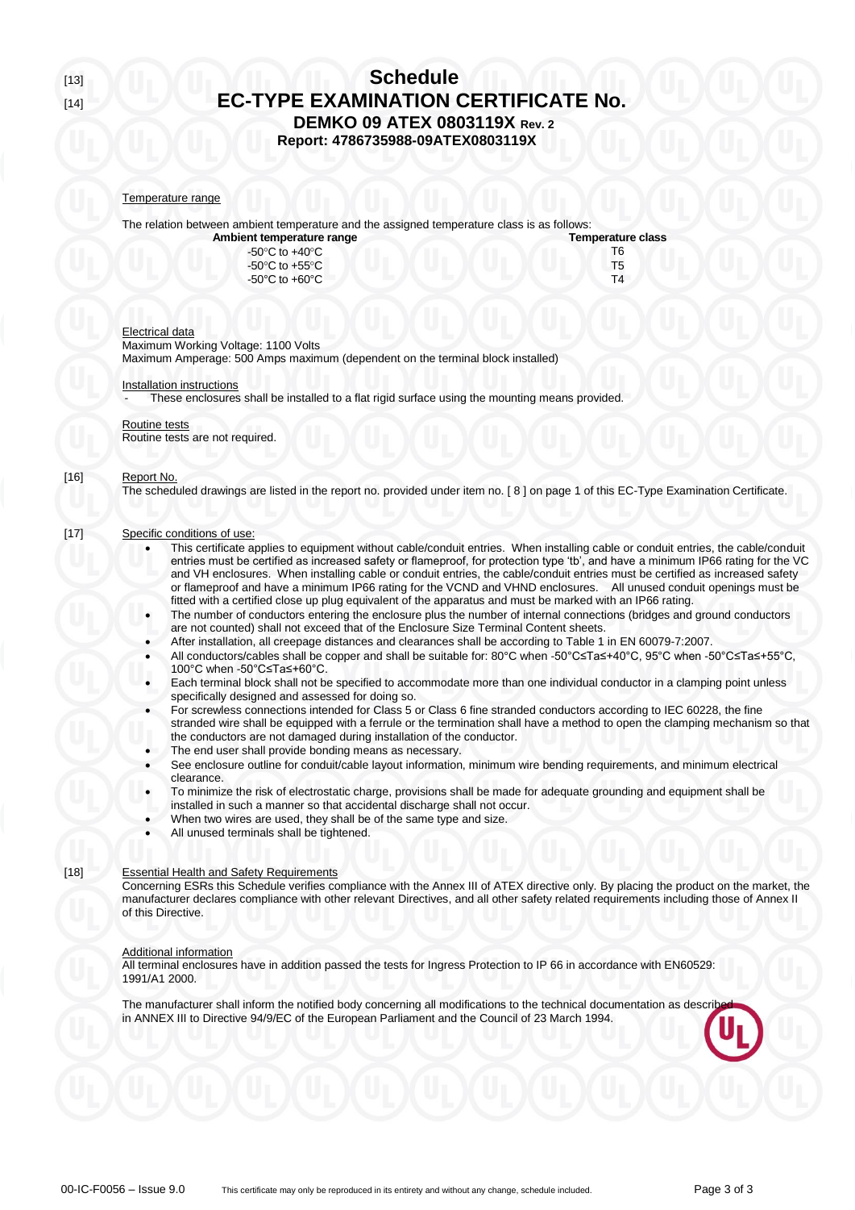[13] # Schedule

[14] ## EC-TYPE EXAMINATION CERTIFICATE No.

### DEMKO 09 ATEX 0803119X Rev. 2

**Report: 4786735988-09ATEX0803119X**

Temperature range

The relation between ambient temperature and the assigned temperature class is as follows:

| Ambient temperature range | Temperature class |
|---|---|
| -50°C to +40°C | T6 |
| -50°C to +55°C | T5 |
| -50°C to +60°C | T4 |

Electrical data

Maximum Working Voltage: 1100 Volts

Maximum Amperage: 500 Amps maximum (dependent on the terminal block installed)

Installation instructions

- These enclosures shall be installed to a flat rigid surface using the mounting means provided.

Routine tests

Routine tests are not required.

[16] Report No.

The scheduled drawings are listed in the report no. provided under item no. [ 8 ] on page 1 of this EC-Type Examination Certificate.

[17] Specific conditions of use:

- This certificate applies to equipment without cable/conduit entries. When installing cable or conduit entries, the cable/conduit entries must be certified as increased safety or flameproof, for protection type 'tb', and have a minimum IP66 rating for the VC and VH enclosures. When installing cable or conduit entries, the cable/conduit entries must be certified as increased safety or flameproof and have a minimum IP66 rating for the VCND and VHND enclosures. All unused conduit openings must be fitted with a certified close up plug equivalent of the apparatus and must be marked with an IP66 rating.
- The number of conductors entering the enclosure plus the number of internal connections (bridges and ground conductors are not counted) shall not exceed that of the Enclosure Size Terminal Content sheets.
- After installation, all creepage distances and clearances shall be according to Table 1 in EN 60079-7:2007.
- All conductors/cables shall be copper and shall be suitable for: 80°C when -50°C≤Ta≤+40°C, 95°C when -50°C≤Ta≤+55°C, 100°C when -50°C≤Ta≤+60°C.
- Each terminal block shall not be specified to accommodate more than one individual conductor in a clamping point unless specifically designed and assessed for doing so.
- For screwless connections intended for Class 5 or Class 6 fine stranded conductors according to IEC 60228, the fine stranded wire shall be equipped with a ferrule or the termination shall have a method to open the clamping mechanism so that the conductors are not damaged during installation of the conductor.
- The end user shall provide bonding means as necessary.
- See enclosure outline for conduit/cable layout information, minimum wire bending requirements, and minimum electrical clearance.
- To minimize the risk of electrostatic charge, provisions shall be made for adequate grounding and equipment shall be installed in such a manner so that accidental discharge shall not occur.
- When two wires are used, they shall be of the same type and size.
- All unused terminals shall be tightened.

[18] Essential Health and Safety Requirements

Concerning ESRs this Schedule verifies compliance with the Annex III of ATEX directive only. By placing the product on the market, the manufacturer declares compliance with other relevant Directives, and all other safety related requirements including those of Annex II of this Directive.

Additional information

All terminal enclosures have in addition passed the tests for Ingress Protection to IP 66 in accordance with EN60529: 1991/A1 2000.

The manufacturer shall inform the notified body concerning all modifications to the technical documentation as described in ANNEX III to Directive 94/9/EC of the European Parliament and the Council of 23 March 1994.

00-IC-F0056 – Issue 9.0 This certificate may only be reproduced in its entirety and without any change, schedule included.